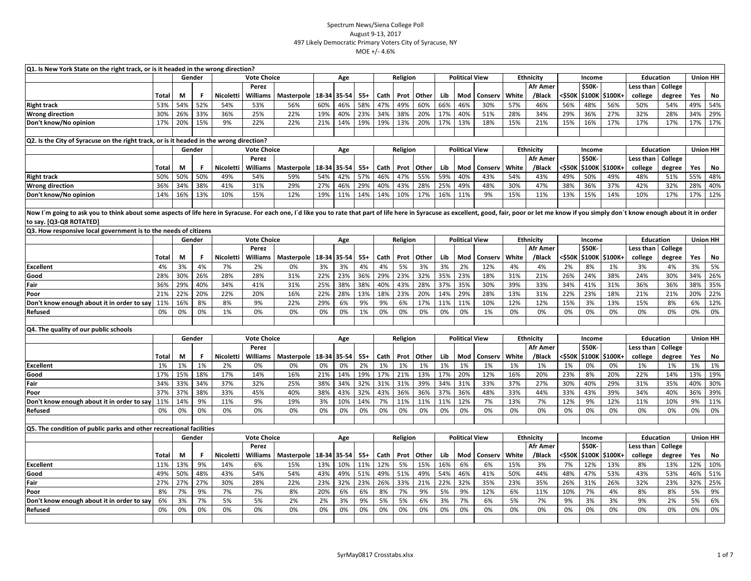Spectrum News/Siena College Poll
August 9-13, 2017
497 Likely Democratic Primary Voters City of Syracuse, NY
MOE +/- 4.6%

**Q1. Is New York State on the right track, or is it headed in the wrong direction?**

| | | Gender | | Vote Choice | | | Age | | | Religion | | | Political View | | | Ethnicity | | Income | | | Education | | Union HH | |
|---|---|---|---|---|---|---|---|---|---|---|---|---|---|---|---|---|---|---|---|---|---|---|---|---|
| | Total | M | F | Nicoletti | Perez Williams | Masterpole | 18-34 | 35-54 | 55+ | Cath | Prot | Other | Lib | Mod | Conserv | White | Afr Amer /Black | <$50K | $50K-$100K | $100K+ | Less than college | College degree | Yes | No |
| Right track | 53% | 54% | 52% | 54% | 53% | 56% | 60% | 46% | 58% | 47% | 49% | 60% | 66% | 46% | 30% | 57% | 46% | 56% | 48% | 56% | 50% | 54% | 49% | 54% |
| Wrong direction | 30% | 26% | 33% | 36% | 25% | 22% | 19% | 40% | 23% | 34% | 38% | 20% | 17% | 40% | 51% | 28% | 34% | 29% | 36% | 27% | 32% | 28% | 34% | 29% |
| Don't know/No opinion | 17% | 20% | 15% | 9% | 22% | 22% | 21% | 14% | 19% | 19% | 13% | 20% | 17% | 13% | 18% | 15% | 21% | 15% | 16% | 17% | 17% | 17% | 17% | 17% |

**Q2. Is the City of Syracuse on the right track, or is it headed in the wrong direction?**

| | | Gender | | Vote Choice | | | Age | | | Religion | | | Political View | | | Ethnicity | | Income | | | Education | | Union HH | |
|---|---|---|---|---|---|---|---|---|---|---|---|---|---|---|---|---|---|---|---|---|---|---|---|---|
| | Total | M | F | Nicoletti | Perez Williams | Masterpole | 18-34 | 35-54 | 55+ | Cath | Prot | Other | Lib | Mod | Conserv | White | Afr Amer /Black | <$50K | $50K-$100K | $100K+ | Less than college | College degree | Yes | No |
| Right track | 50% | 50% | 50% | 49% | 54% | 59% | 54% | 42% | 57% | 46% | 47% | 55% | 59% | 40% | 43% | 54% | 43% | 49% | 50% | 49% | 48% | 51% | 55% | 48% |
| Wrong direction | 36% | 34% | 38% | 41% | 31% | 29% | 27% | 46% | 29% | 40% | 43% | 28% | 25% | 49% | 48% | 30% | 47% | 38% | 36% | 37% | 42% | 32% | 28% | 40% |
| Don't know/No opinion | 14% | 16% | 13% | 10% | 15% | 12% | 19% | 11% | 14% | 14% | 10% | 17% | 16% | 11% | 9% | 15% | 11% | 13% | 15% | 14% | 10% | 17% | 17% | 12% |

Now I´m going to ask you to think about some aspects of life here in Syracuse. For each one, I´d like you to rate that part of life here in Syracuse as excellent, good, fair, poor or let me know if you simply don´t know enough about it in order to say. [Q3-Q8 ROTATED]

**Q3. How responsive local government is to the needs of citizens**

| | | Gender | | Vote Choice | | | Age | | | Religion | | | Political View | | | Ethnicity | | Income | | | Education | | Union HH | |
|---|---|---|---|---|---|---|---|---|---|---|---|---|---|---|---|---|---|---|---|---|---|---|---|---|
| | Total | M | F | Nicoletti | Perez Williams | Masterpole | 18-34 | 35-54 | 55+ | Cath | Prot | Other | Lib | Mod | Conserv | White | Afr Amer /Black | <$50K | $50K-$100K | $100K+ | Less than college | College degree | Yes | No |
| Excellent | 4% | 3% | 4% | 7% | 2% | 0% | 3% | 3% | 4% | 4% | 5% | 3% | 3% | 2% | 12% | 4% | 4% | 2% | 8% | 1% | 3% | 4% | 3% | 5% |
| Good | 28% | 30% | 26% | 28% | 28% | 31% | 22% | 23% | 36% | 29% | 23% | 32% | 35% | 23% | 18% | 31% | 21% | 26% | 24% | 38% | 24% | 30% | 34% | 26% |
| Fair | 36% | 29% | 40% | 34% | 41% | 31% | 25% | 38% | 38% | 40% | 43% | 28% | 37% | 35% | 30% | 39% | 33% | 34% | 41% | 31% | 36% | 36% | 38% | 35% |
| Poor | 21% | 22% | 20% | 22% | 20% | 16% | 22% | 28% | 13% | 18% | 23% | 20% | 14% | 29% | 28% | 13% | 31% | 22% | 23% | 18% | 21% | 21% | 20% | 22% |
| Don't know enough about it in order to say | 11% | 16% | 8% | 8% | 9% | 22% | 29% | 6% | 9% | 9% | 6% | 17% | 11% | 11% | 10% | 12% | 12% | 15% | 3% | 13% | 15% | 8% | 6% | 12% |
| Refused | 0% | 0% | 0% | 1% | 0% | 0% | 0% | 0% | 1% | 0% | 0% | 0% | 0% | 0% | 1% | 0% | 0% | 0% | 0% | 0% | 0% | 0% | 0% | 0% |

**Q4. The quality of our public schools**

| | | Gender | | Vote Choice | | | Age | | | Religion | | | Political View | | | Ethnicity | | Income | | | Education | | Union HH | |
|---|---|---|---|---|---|---|---|---|---|---|---|---|---|---|---|---|---|---|---|---|---|---|---|---|
| | Total | M | F | Nicoletti | Perez Williams | Masterpole | 18-34 | 35-54 | 55+ | Cath | Prot | Other | Lib | Mod | Conserv | White | Afr Amer /Black | <$50K | $50K-$100K | $100K+ | Less than college | College degree | Yes | No |
| Excellent | 1% | 1% | 1% | 2% | 0% | 0% | 0% | 0% | 2% | 1% | 1% | 1% | 1% | 1% | 1% | 1% | 1% | 1% | 0% | 0% | 1% | 1% | 1% | 1% |
| Good | 17% | 15% | 18% | 17% | 14% | 16% | 21% | 14% | 19% | 17% | 21% | 13% | 17% | 20% | 12% | 16% | 20% | 23% | 8% | 20% | 22% | 14% | 13% | 19% |
| Fair | 34% | 33% | 34% | 37% | 32% | 25% | 38% | 34% | 32% | 31% | 31% | 39% | 34% | 31% | 33% | 37% | 27% | 30% | 40% | 29% | 31% | 35% | 40% | 30% |
| Poor | 37% | 37% | 38% | 33% | 45% | 40% | 38% | 43% | 32% | 43% | 36% | 36% | 37% | 36% | 48% | 33% | 44% | 33% | 43% | 39% | 34% | 40% | 36% | 39% |
| Don't know enough about it in order to say | 11% | 14% | 9% | 11% | 9% | 19% | 3% | 10% | 14% | 7% | 11% | 11% | 11% | 12% | 7% | 13% | 7% | 12% | 9% | 12% | 11% | 10% | 9% | 11% |
| Refused | 0% | 0% | 0% | 0% | 0% | 0% | 0% | 0% | 0% | 0% | 0% | 0% | 0% | 0% | 0% | 0% | 0% | 0% | 0% | 0% | 0% | 0% | 0% | 0% |

**Q5. The condition of public parks and other recreational facilities**

| | | Gender | | Vote Choice | | | Age | | | Religion | | | Political View | | | Ethnicity | | Income | | | Education | | Union HH | |
|---|---|---|---|---|---|---|---|---|---|---|---|---|---|---|---|---|---|---|---|---|---|---|---|---|
| | Total | M | F | Nicoletti | Perez Williams | Masterpole | 18-34 | 35-54 | 55+ | Cath | Prot | Other | Lib | Mod | Conserv | White | Afr Amer /Black | <$50K | $50K-$100K | $100K+ | Less than college | College degree | Yes | No |
| Excellent | 11% | 13% | 9% | 14% | 6% | 15% | 13% | 10% | 11% | 12% | 5% | 15% | 16% | 6% | 6% | 15% | 3% | 7% | 12% | 13% | 8% | 13% | 12% | 10% |
| Good | 49% | 50% | 48% | 43% | 54% | 54% | 43% | 49% | 51% | 49% | 51% | 49% | 54% | 46% | 41% | 50% | 44% | 48% | 47% | 53% | 43% | 53% | 46% | 51% |
| Fair | 27% | 27% | 27% | 30% | 28% | 22% | 23% | 32% | 23% | 26% | 33% | 21% | 22% | 32% | 35% | 23% | 35% | 26% | 31% | 26% | 32% | 23% | 32% | 25% |
| Poor | 8% | 7% | 9% | 7% | 7% | 8% | 20% | 6% | 6% | 8% | 7% | 9% | 5% | 9% | 12% | 6% | 11% | 10% | 7% | 4% | 8% | 8% | 5% | 9% |
| Don't know enough about it in order to say | 6% | 3% | 7% | 5% | 5% | 2% | 2% | 3% | 9% | 5% | 5% | 6% | 3% | 7% | 6% | 5% | 7% | 9% | 3% | 3% | 9% | 2% | 5% | 6% |
| Refused | 0% | 0% | 0% | 0% | 0% | 0% | 0% | 0% | 0% | 0% | 0% | 0% | 0% | 0% | 0% | 0% | 0% | 0% | 0% | 0% | 0% | 0% | 0% | 0% |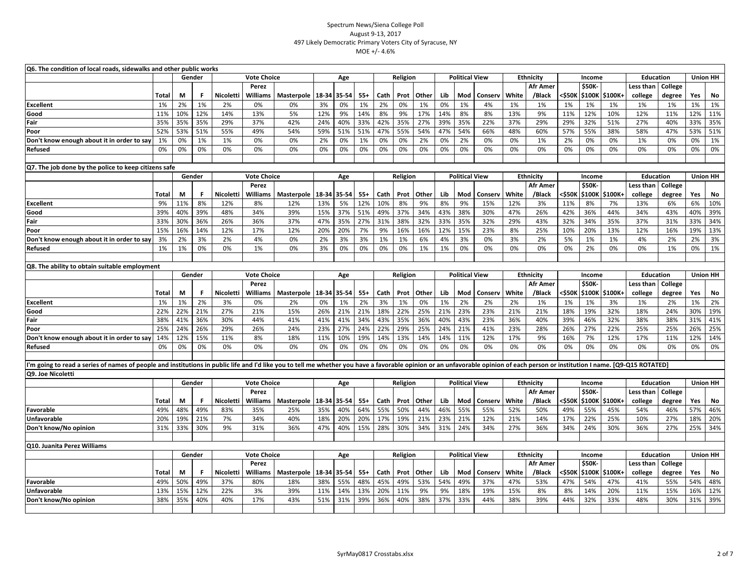Spectrum News/Siena College Poll
August 9-13, 2017
497 Likely Democratic Primary Voters City of Syracuse, NY
MOE +/- 4.6%

**Q6. The condition of local roads, sidewalks and other public works**

| | | Gender | | Vote Choice | | | Age | | | Religion | | | Political View | | | Ethnicity | | Income | | | Education | | Union HH | |
|---|---|---|---|---|---|---|---|---|---|---|---|---|---|---|---|---|---|---|---|---|---|---|---|---|
| | Total | M | F | Nicoletti | Perez Williams | Masterpole | 18-34 | 35-54 | 55+ | Cath | Prot | Other | Lib | Mod | Conserv | White | Afr Amer /Black | <$50K | $50K-$100K | $100K+ | Less than college | College degree | Yes | No |
| Excellent | 1% | 2% | 1% | 2% | 0% | 0% | 3% | 0% | 1% | 2% | 0% | 1% | 0% | 1% | 4% | 1% | 1% | 1% | 1% | 1% | 1% | 1% | 1% | 1% |
| Good | 11% | 10% | 12% | 14% | 13% | 5% | 12% | 9% | 14% | 8% | 9% | 17% | 14% | 8% | 8% | 13% | 9% | 11% | 12% | 10% | 12% | 11% | 12% | 11% |
| Fair | 35% | 35% | 35% | 29% | 37% | 42% | 24% | 40% | 33% | 42% | 35% | 27% | 39% | 35% | 22% | 37% | 29% | 29% | 32% | 51% | 27% | 40% | 33% | 35% |
| Poor | 52% | 53% | 51% | 55% | 49% | 54% | 59% | 51% | 51% | 47% | 55% | 54% | 47% | 54% | 66% | 48% | 60% | 57% | 55% | 38% | 58% | 47% | 53% | 51% |
| Don't know enough about it in order to say | 1% | 0% | 1% | 1% | 0% | 0% | 2% | 0% | 1% | 0% | 0% | 2% | 0% | 2% | 0% | 0% | 1% | 2% | 0% | 0% | 1% | 0% | 0% | 1% |
| Refused | 0% | 0% | 0% | 0% | 0% | 0% | 0% | 0% | 0% | 0% | 0% | 0% | 0% | 0% | 0% | 0% | 0% | 0% | 0% | 0% | 0% | 0% | 0% | 0% |

**Q7. The job done by the police to keep citizens safe**

| | | Gender | | Vote Choice | | | Age | | | Religion | | | Political View | | | Ethnicity | | Income | | | Education | | Union HH | |
|---|---|---|---|---|---|---|---|---|---|---|---|---|---|---|---|---|---|---|---|---|---|---|---|---|
| | Total | M | F | Nicoletti | Perez Williams | Masterpole | 18-34 | 35-54 | 55+ | Cath | Prot | Other | Lib | Mod | Conserv | White | Afr Amer /Black | <$50K | $50K-$100K | $100K+ | Less than college | College degree | Yes | No |
| Excellent | 9% | 11% | 8% | 12% | 8% | 12% | 13% | 5% | 12% | 10% | 8% | 9% | 8% | 9% | 15% | 12% | 3% | 11% | 8% | 7% | 13% | 6% | 6% | 10% |
| Good | 39% | 40% | 39% | 48% | 34% | 39% | 15% | 37% | 51% | 49% | 37% | 34% | 43% | 38% | 30% | 47% | 26% | 42% | 36% | 44% | 34% | 43% | 40% | 39% |
| Fair | 33% | 30% | 36% | 26% | 36% | 37% | 47% | 35% | 27% | 31% | 38% | 32% | 33% | 35% | 32% | 29% | 43% | 32% | 34% | 35% | 37% | 31% | 33% | 34% |
| Poor | 15% | 16% | 14% | 12% | 17% | 12% | 20% | 20% | 7% | 9% | 16% | 16% | 12% | 15% | 23% | 8% | 25% | 10% | 20% | 13% | 12% | 16% | 19% | 13% |
| Don't know enough about it in order to say | 3% | 2% | 3% | 2% | 4% | 0% | 2% | 3% | 3% | 1% | 1% | 6% | 4% | 3% | 0% | 3% | 2% | 5% | 1% | 1% | 4% | 2% | 2% | 3% |
| Refused | 1% | 1% | 0% | 0% | 1% | 0% | 3% | 0% | 0% | 0% | 0% | 1% | 1% | 0% | 0% | 0% | 0% | 0% | 2% | 0% | 0% | 1% | 0% | 1% |

**Q8. The ability to obtain suitable employment**

| | | Gender | | Vote Choice | | | Age | | | Religion | | | Political View | | | Ethnicity | | Income | | | Education | | Union HH | |
|---|---|---|---|---|---|---|---|---|---|---|---|---|---|---|---|---|---|---|---|---|---|---|---|---|
| | Total | M | F | Nicoletti | Perez Williams | Masterpole | 18-34 | 35-54 | 55+ | Cath | Prot | Other | Lib | Mod | Conserv | White | Afr Amer /Black | <$50K | $50K-$100K | $100K+ | Less than college | College degree | Yes | No |
| Excellent | 1% | 1% | 2% | 3% | 0% | 2% | 0% | 1% | 2% | 3% | 1% | 0% | 1% | 2% | 2% | 2% | 1% | 1% | 1% | 3% | 1% | 2% | 1% | 2% |
| Good | 22% | 22% | 21% | 27% | 21% | 15% | 26% | 21% | 21% | 18% | 22% | 25% | 21% | 23% | 23% | 21% | 21% | 18% | 19% | 32% | 18% | 24% | 30% | 19% |
| Fair | 38% | 41% | 36% | 30% | 44% | 41% | 41% | 41% | 34% | 43% | 35% | 36% | 40% | 43% | 23% | 36% | 40% | 39% | 46% | 32% | 38% | 38% | 31% | 41% |
| Poor | 25% | 24% | 26% | 29% | 26% | 24% | 23% | 27% | 24% | 22% | 29% | 25% | 24% | 21% | 41% | 23% | 28% | 26% | 27% | 22% | 25% | 25% | 26% | 25% |
| Don't know enough about it in order to say | 14% | 12% | 15% | 11% | 8% | 18% | 11% | 10% | 19% | 14% | 13% | 14% | 14% | 11% | 12% | 17% | 9% | 16% | 7% | 12% | 17% | 11% | 12% | 14% |
| Refused | 0% | 0% | 0% | 0% | 0% | 0% | 0% | 0% | 0% | 0% | 0% | 0% | 0% | 0% | 0% | 0% | 0% | 0% | 0% | 0% | 0% | 0% | 0% | 0% |

I'm going to read a series of names of people and institutions in public life and I'd like you to tell me whether you have a favorable opinion or an unfavorable opinion of each person or institution I name. [Q9-Q15 ROTATED]

**Q9. Joe Nicoletti**

| | | Gender | | Vote Choice | | | Age | | | Religion | | | Political View | | | Ethnicity | | Income | | | Education | | Union HH | |
|---|---|---|---|---|---|---|---|---|---|---|---|---|---|---|---|---|---|---|---|---|---|---|---|---|
| | Total | M | F | Nicoletti | Perez Williams | Masterpole | 18-34 | 35-54 | 55+ | Cath | Prot | Other | Lib | Mod | Conserv | White | Afr Amer /Black | <$50K | $50K-$100K | $100K+ | Less than college | College degree | Yes | No |
| Favorable | 49% | 48% | 49% | 83% | 35% | 25% | 35% | 40% | 64% | 55% | 50% | 44% | 46% | 55% | 55% | 52% | 50% | 49% | 55% | 45% | 54% | 46% | 57% | 46% |
| Unfavorable | 20% | 19% | 21% | 7% | 34% | 40% | 18% | 20% | 20% | 17% | 19% | 21% | 23% | 21% | 12% | 21% | 14% | 17% | 22% | 25% | 10% | 27% | 18% | 20% |
| Don't know/No opinion | 31% | 33% | 30% | 9% | 31% | 36% | 47% | 40% | 15% | 28% | 30% | 34% | 31% | 24% | 34% | 27% | 36% | 34% | 24% | 30% | 36% | 27% | 25% | 34% |

**Q10. Juanita Perez Williams**

| | | Gender | | Vote Choice | | | Age | | | Religion | | | Political View | | | Ethnicity | | Income | | | Education | | Union HH | |
|---|---|---|---|---|---|---|---|---|---|---|---|---|---|---|---|---|---|---|---|---|---|---|---|---|
| | Total | M | F | Nicoletti | Perez Williams | Masterpole | 18-34 | 35-54 | 55+ | Cath | Prot | Other | Lib | Mod | Conserv | White | Afr Amer /Black | <$50K | $50K-$100K | $100K+ | Less than college | College degree | Yes | No |
| Favorable | 49% | 50% | 49% | 37% | 80% | 18% | 38% | 55% | 48% | 45% | 49% | 53% | 54% | 49% | 37% | 47% | 53% | 47% | 54% | 47% | 41% | 55% | 54% | 48% |
| Unfavorable | 13% | 15% | 12% | 22% | 3% | 39% | 11% | 14% | 13% | 20% | 11% | 9% | 9% | 18% | 19% | 15% | 8% | 8% | 14% | 20% | 11% | 15% | 16% | 12% |
| Don't know/No opinion | 38% | 35% | 40% | 40% | 17% | 43% | 51% | 31% | 39% | 36% | 40% | 38% | 37% | 33% | 44% | 38% | 39% | 44% | 32% | 33% | 48% | 30% | 31% | 39% |

SyrMay0817 Crosstabs.xlsx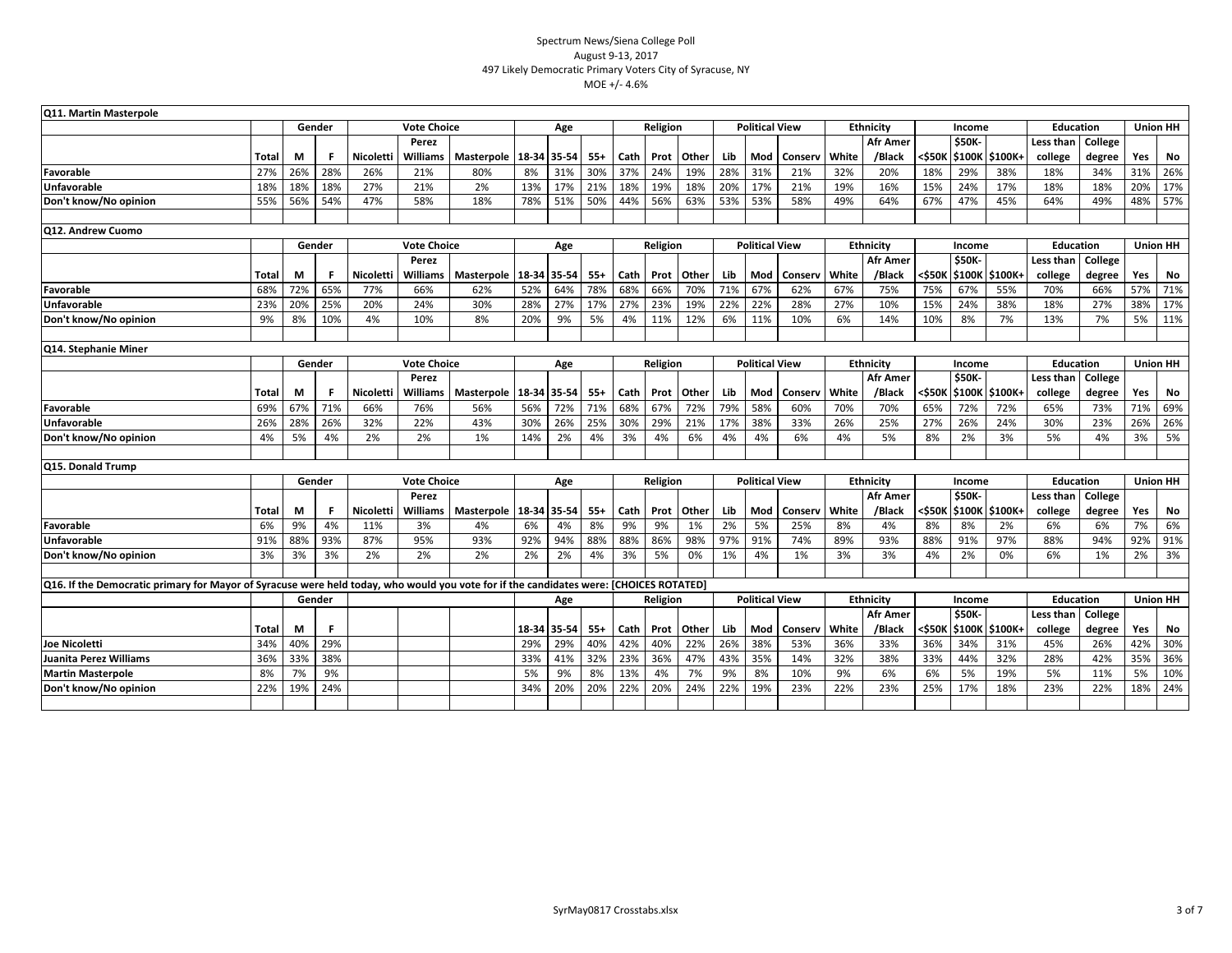Spectrum News/Siena College Poll
August 9-13, 2017
497 Likely Democratic Primary Voters City of Syracuse, NY
MOE +/- 4.6%

**Q11. Martin Masterpole**

| | | Gender | | Vote Choice | | | Age | | | Religion | | | Political View | | | Ethnicity | | Income | | | Education | | Union HH | |
|---|---|---|---|---|---|---|---|---|---|---|---|---|---|---|---|---|---|---|---|---|---|---|---|---|
| | Total | M | F | Nicoletti | Perez Williams | Masterpole | 18-34 | 35-54 | 55+ | Cath | Prot | Other | Lib | Mod | Conserv | White | Afr Amer /Black | <$50K | $50K-$100K | $100K+ | Less than college | College degree | Yes | No |
| Favorable | 27% | 26% | 28% | 26% | 21% | 80% | 8% | 31% | 30% | 37% | 24% | 19% | 28% | 31% | 21% | 32% | 20% | 18% | 29% | 38% | 18% | 34% | 31% | 26% |
| Unfavorable | 18% | 18% | 18% | 27% | 21% | 2% | 13% | 17% | 21% | 18% | 19% | 18% | 20% | 17% | 21% | 19% | 16% | 15% | 24% | 17% | 18% | 18% | 20% | 17% |
| Don't know/No opinion | 55% | 56% | 54% | 47% | 58% | 18% | 78% | 51% | 50% | 44% | 56% | 63% | 53% | 53% | 58% | 49% | 64% | 67% | 47% | 45% | 64% | 49% | 48% | 57% |

**Q12. Andrew Cuomo**

| | | Gender | | Vote Choice | | | Age | | | Religion | | | Political View | | | Ethnicity | | Income | | | Education | | Union HH | |
|---|---|---|---|---|---|---|---|---|---|---|---|---|---|---|---|---|---|---|---|---|---|---|---|---|
| | Total | M | F | Nicoletti | Perez Williams | Masterpole | 18-34 | 35-54 | 55+ | Cath | Prot | Other | Lib | Mod | Conserv | White | Afr Amer /Black | <$50K | $50K-$100K | $100K+ | Less than college | College degree | Yes | No |
| Favorable | 68% | 72% | 65% | 77% | 66% | 62% | 52% | 64% | 78% | 68% | 66% | 70% | 71% | 67% | 62% | 67% | 75% | 75% | 67% | 55% | 70% | 66% | 57% | 71% |
| Unfavorable | 23% | 20% | 25% | 20% | 24% | 30% | 28% | 27% | 17% | 27% | 23% | 19% | 22% | 22% | 28% | 27% | 10% | 15% | 24% | 38% | 18% | 27% | 38% | 17% |
| Don't know/No opinion | 9% | 8% | 10% | 4% | 10% | 8% | 20% | 9% | 5% | 4% | 11% | 12% | 6% | 11% | 10% | 6% | 14% | 10% | 8% | 7% | 13% | 7% | 5% | 11% |

**Q14. Stephanie Miner**

| | | Gender | | Vote Choice | | | Age | | | Religion | | | Political View | | | Ethnicity | | Income | | | Education | | Union HH | |
|---|---|---|---|---|---|---|---|---|---|---|---|---|---|---|---|---|---|---|---|---|---|---|---|---|
| | Total | M | F | Nicoletti | Perez Williams | Masterpole | 18-34 | 35-54 | 55+ | Cath | Prot | Other | Lib | Mod | Conserv | White | Afr Amer /Black | <$50K | $50K-$100K | $100K+ | Less than college | College degree | Yes | No |
| Favorable | 69% | 67% | 71% | 66% | 76% | 56% | 56% | 72% | 71% | 68% | 67% | 72% | 79% | 58% | 60% | 70% | 70% | 65% | 72% | 72% | 65% | 73% | 71% | 69% |
| Unfavorable | 26% | 28% | 26% | 32% | 22% | 43% | 30% | 26% | 25% | 30% | 29% | 21% | 17% | 38% | 33% | 26% | 25% | 27% | 26% | 24% | 30% | 23% | 26% | 26% |
| Don't know/No opinion | 4% | 5% | 4% | 2% | 2% | 1% | 14% | 2% | 4% | 3% | 4% | 6% | 4% | 4% | 6% | 4% | 5% | 8% | 2% | 3% | 5% | 4% | 3% | 5% |

**Q15. Donald Trump**

| | | Gender | | Vote Choice | | | Age | | | Religion | | | Political View | | | Ethnicity | | Income | | | Education | | Union HH | |
|---|---|---|---|---|---|---|---|---|---|---|---|---|---|---|---|---|---|---|---|---|---|---|---|---|
| | Total | M | F | Nicoletti | Perez Williams | Masterpole | 18-34 | 35-54 | 55+ | Cath | Prot | Other | Lib | Mod | Conserv | White | Afr Amer /Black | <$50K | $50K-$100K | $100K+ | Less than college | College degree | Yes | No |
| Favorable | 6% | 9% | 4% | 11% | 3% | 4% | 6% | 4% | 8% | 9% | 9% | 1% | 2% | 5% | 25% | 8% | 4% | 8% | 8% | 2% | 6% | 6% | 7% | 6% |
| Unfavorable | 91% | 88% | 93% | 87% | 95% | 93% | 92% | 94% | 88% | 88% | 86% | 98% | 97% | 91% | 74% | 89% | 93% | 88% | 91% | 97% | 88% | 94% | 92% | 91% |
| Don't know/No opinion | 3% | 3% | 3% | 2% | 2% | 2% | 2% | 2% | 4% | 3% | 5% | 0% | 1% | 4% | 1% | 3% | 3% | 4% | 2% | 0% | 6% | 1% | 2% | 3% |

**Q16. If the Democratic primary for Mayor of Syracuse were held today, who would you vote for if the candidates were: [CHOICES ROTATED]**

| | | Gender | | | | | Age | | | Religion | | | Political View | | | Ethnicity | | Income | | | Education | | Union HH | |
|---|---|---|---|---|---|---|---|---|---|---|---|---|---|---|---|---|---|---|---|---|---|---|---|---|
| | Total | M | F | | | | 18-34 | 35-54 | 55+ | Cath | Prot | Other | Lib | Mod | Conserv | White | Afr Amer /Black | <$50K | $50K-$100K | $100K+ | Less than college | College degree | Yes | No |
| Joe Nicoletti | 34% | 40% | 29% | | | | 29% | 29% | 40% | 42% | 40% | 22% | 26% | 38% | 53% | 36% | 33% | 36% | 34% | 31% | 45% | 26% | 42% | 30% |
| Juanita Perez Williams | 36% | 33% | 38% | | | | 33% | 41% | 32% | 23% | 36% | 47% | 43% | 35% | 14% | 32% | 38% | 33% | 44% | 32% | 28% | 42% | 35% | 36% |
| Martin Masterpole | 8% | 7% | 9% | | | | 5% | 9% | 8% | 13% | 4% | 7% | 9% | 8% | 10% | 9% | 6% | 6% | 5% | 19% | 5% | 11% | 5% | 10% |
| Don't know/No opinion | 22% | 19% | 24% | | | | 34% | 20% | 20% | 22% | 20% | 24% | 22% | 19% | 23% | 22% | 23% | 25% | 17% | 18% | 23% | 22% | 18% | 24% |

SyrMay0817 Crosstabs.xlsx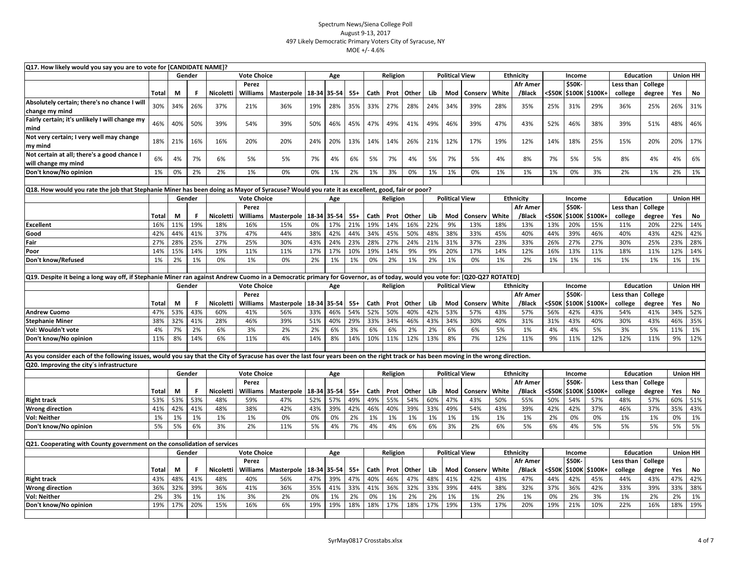Spectrum News/Siena College Poll
August 9-13, 2017
497 Likely Democratic Primary Voters City of Syracuse, NY
MOE +/- 4.6%

**Q17. How likely would you say you are to vote for [CANDIDATE NAME]?**

| | | Gender | | Vote Choice | | | Age | | | Religion | | | Political View | | | Ethnicity | | Income | | | Education | | Union HH | |
|---|---|---|---|---|---|---|---|---|---|---|---|---|---|---|---|---|---|---|---|---|---|---|---|---|
| | Total | M | F | Nicoletti | Perez Williams | Masterpole | 18-34 | 35-54 | 55+ | Cath | Prot | Other | Lib | Mod | Conserv | White | Afr Amer /Black | <$50K | $50K-$100K | $100K+ | Less than college | College degree | Yes | No |
| Absolutely certain; there's no chance I will change my mind | 30% | 34% | 26% | 37% | 21% | 36% | 19% | 28% | 35% | 33% | 27% | 28% | 24% | 34% | 39% | 28% | 35% | 25% | 31% | 29% | 36% | 25% | 26% | 31% |
| Fairly certain; it's unlikely I will change my mind | 46% | 40% | 50% | 39% | 54% | 39% | 50% | 46% | 45% | 47% | 49% | 41% | 49% | 46% | 39% | 47% | 43% | 52% | 46% | 38% | 39% | 51% | 48% | 46% |
| Not very certain; I very well may change my mind | 18% | 21% | 16% | 16% | 20% | 20% | 24% | 20% | 13% | 14% | 14% | 26% | 21% | 12% | 17% | 19% | 12% | 14% | 18% | 25% | 15% | 20% | 20% | 17% |
| Not certain at all; there's a good chance I will change my mind | 6% | 4% | 7% | 6% | 5% | 5% | 7% | 4% | 6% | 5% | 7% | 4% | 5% | 7% | 5% | 4% | 8% | 7% | 5% | 5% | 8% | 4% | 4% | 6% |
| Don't know/No opinion | 1% | 0% | 2% | 2% | 1% | 0% | 0% | 1% | 2% | 1% | 3% | 0% | 1% | 1% | 0% | 1% | 1% | 1% | 0% | 3% | 2% | 1% | 2% | 1% |

**Q18. How would you rate the job that Stephanie Miner has been doing as Mayor of Syracuse? Would you rate it as excellent, good, fair or poor?**

| | | Gender | | Vote Choice | | | Age | | | Religion | | | Political View | | | Ethnicity | | Income | | | Education | | Union HH | |
|---|---|---|---|---|---|---|---|---|---|---|---|---|---|---|---|---|---|---|---|---|---|---|---|---|
| | Total | M | F | Nicoletti | Perez Williams | Masterpole | 18-34 | 35-54 | 55+ | Cath | Prot | Other | Lib | Mod | Conserv | White | Afr Amer /Black | <$50K | $50K-$100K | $100K+ | Less than college | College degree | Yes | No |
| Excellent | 16% | 11% | 19% | 18% | 16% | 15% | 0% | 17% | 21% | 19% | 14% | 16% | 22% | 9% | 13% | 18% | 13% | 13% | 20% | 15% | 11% | 20% | 22% | 14% |
| Good | 42% | 44% | 41% | 37% | 47% | 44% | 38% | 42% | 44% | 34% | 45% | 50% | 48% | 38% | 33% | 45% | 40% | 44% | 39% | 46% | 40% | 43% | 42% | 42% |
| Fair | 27% | 28% | 25% | 27% | 25% | 30% | 43% | 24% | 23% | 28% | 27% | 24% | 21% | 31% | 37% | 23% | 33% | 26% | 27% | 27% | 30% | 25% | 23% | 28% |
| Poor | 14% | 15% | 14% | 19% | 11% | 11% | 17% | 17% | 10% | 19% | 14% | 9% | 9% | 20% | 17% | 14% | 12% | 16% | 13% | 11% | 18% | 11% | 12% | 14% |
| Don't know/Refused | 1% | 2% | 1% | 0% | 1% | 0% | 2% | 1% | 1% | 0% | 2% | 1% | 2% | 1% | 0% | 1% | 2% | 1% | 1% | 1% | 1% | 1% | 1% | 1% |

**Q19. Despite it being a long way off, if Stephanie Miner ran against Andrew Cuomo in a Democratic primary for Governor, as of today, would you vote for: [Q20-Q27 ROTATED]**

| | | Gender | | Vote Choice | | | Age | | | Religion | | | Political View | | | Ethnicity | | Income | | | Education | | Union HH | |
|---|---|---|---|---|---|---|---|---|---|---|---|---|---|---|---|---|---|---|---|---|---|---|---|---|
| | Total | M | F | Nicoletti | Perez Williams | Masterpole | 18-34 | 35-54 | 55+ | Cath | Prot | Other | Lib | Mod | Conserv | White | Afr Amer /Black | <$50K | $50K-$100K | $100K+ | Less than college | College degree | Yes | No |
| Andrew Cuomo | 47% | 53% | 43% | 60% | 41% | 56% | 33% | 46% | 54% | 52% | 50% | 40% | 42% | 53% | 57% | 43% | 57% | 56% | 42% | 43% | 54% | 41% | 34% | 52% |
| Stephanie Miner | 38% | 32% | 41% | 28% | 46% | 39% | 51% | 40% | 29% | 33% | 34% | 46% | 43% | 34% | 30% | 40% | 31% | 31% | 43% | 40% | 30% | 43% | 46% | 35% |
| Vol: Wouldn't vote | 4% | 7% | 2% | 6% | 3% | 2% | 2% | 6% | 3% | 6% | 6% | 2% | 2% | 6% | 6% | 5% | 1% | 4% | 4% | 5% | 3% | 5% | 11% | 1% |
| Don't know/No opinion | 11% | 8% | 14% | 6% | 11% | 4% | 14% | 8% | 14% | 10% | 11% | 12% | 13% | 8% | 7% | 12% | 11% | 9% | 11% | 12% | 12% | 11% | 9% | 12% |

**As you consider each of the following issues, would you say that the City of Syracuse has over the last four years been on the right track or has been moving in the wrong direction.**

**Q20. Improving the city's infrastructure**

| | | Gender | | Vote Choice | | | Age | | | Religion | | | Political View | | | Ethnicity | | Income | | | Education | | Union HH | |
|---|---|---|---|---|---|---|---|---|---|---|---|---|---|---|---|---|---|---|---|---|---|---|---|---|
| | Total | M | F | Nicoletti | Perez Williams | Masterpole | 18-34 | 35-54 | 55+ | Cath | Prot | Other | Lib | Mod | Conserv | White | Afr Amer /Black | <$50K | $50K-$100K | $100K+ | Less than college | College degree | Yes | No |
| Right track | 53% | 53% | 53% | 48% | 59% | 47% | 52% | 57% | 49% | 49% | 55% | 54% | 60% | 47% | 43% | 50% | 55% | 50% | 54% | 57% | 48% | 57% | 60% | 51% |
| Wrong direction | 41% | 42% | 41% | 48% | 38% | 42% | 43% | 39% | 42% | 46% | 40% | 39% | 33% | 49% | 54% | 43% | 39% | 42% | 42% | 37% | 46% | 37% | 35% | 43% |
| Vol: Neither | 1% | 1% | 1% | 1% | 1% | 0% | 0% | 0% | 2% | 1% | 1% | 1% | 1% | 1% | 1% | 1% | 1% | 2% | 0% | 0% | 1% | 1% | 0% | 1% |
| Don't know/No opinion | 5% | 5% | 6% | 3% | 2% | 11% | 5% | 4% | 7% | 4% | 4% | 6% | 6% | 3% | 2% | 6% | 5% | 6% | 4% | 5% | 5% | 5% | 5% | 5% |

**Q21. Cooperating with County government on the consolidation of services**

| | | Gender | | Vote Choice | | | Age | | | Religion | | | Political View | | | Ethnicity | | Income | | | Education | | Union HH | |
|---|---|---|---|---|---|---|---|---|---|---|---|---|---|---|---|---|---|---|---|---|---|---|---|---|
| | Total | M | F | Nicoletti | Perez Williams | Masterpole | 18-34 | 35-54 | 55+ | Cath | Prot | Other | Lib | Mod | Conserv | White | Afr Amer /Black | <$50K | $50K-$100K | $100K+ | Less than college | College degree | Yes | No |
| Right track | 43% | 48% | 41% | 48% | 40% | 56% | 47% | 39% | 47% | 40% | 46% | 47% | 48% | 41% | 42% | 43% | 47% | 44% | 42% | 45% | 44% | 43% | 47% | 42% |
| Wrong direction | 36% | 32% | 39% | 36% | 41% | 36% | 35% | 41% | 33% | 41% | 36% | 32% | 33% | 39% | 44% | 38% | 32% | 37% | 36% | 42% | 33% | 39% | 33% | 38% |
| Vol: Neither | 2% | 3% | 1% | 1% | 3% | 2% | 0% | 1% | 2% | 0% | 1% | 2% | 2% | 1% | 1% | 2% | 1% | 0% | 2% | 3% | 1% | 2% | 2% | 1% |
| Don't know/No opinion | 19% | 17% | 20% | 15% | 16% | 6% | 19% | 19% | 18% | 18% | 17% | 18% | 17% | 19% | 13% | 17% | 20% | 19% | 21% | 10% | 22% | 16% | 18% | 19% |

SyrMay0817 Crosstabs.xlsx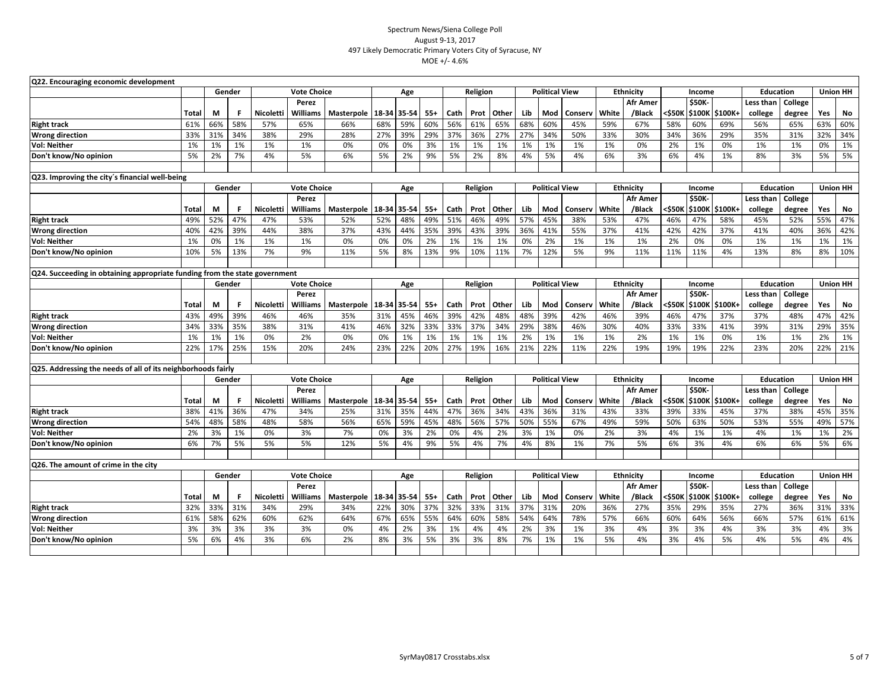Spectrum News/Siena College Poll
August 9-13, 2017
497 Likely Democratic Primary Voters City of Syracuse, NY
MOE +/- 4.6%

### Q22. Encouraging economic development

| | | Gender | | Vote Choice | | | Age | | | Religion | | | Political View | | | Ethnicity | | Income | | | Education | | Union HH | |
|---|---|---|---|---|---|---|---|---|---|---|---|---|---|---|---|---|---|---|---|---|---|---|---|---|
| | Total | M | F | Nicoletti | Perez Williams | Masterpole | 18-34 | 35-54 | 55+ | Cath | Prot | Other | Lib | Mod | Conserv | White | Afr Amer /Black | <$50K | $50K-$100K | $100K+ | Less than college | College degree | Yes | No |
| Right track | 61% | 66% | 58% | 57% | 65% | 66% | 68% | 59% | 60% | 56% | 61% | 65% | 68% | 60% | 45% | 59% | 67% | 58% | 60% | 69% | 56% | 65% | 63% | 60% |
| Wrong direction | 33% | 31% | 34% | 38% | 29% | 28% | 27% | 39% | 29% | 37% | 36% | 27% | 27% | 34% | 50% | 33% | 30% | 34% | 36% | 29% | 35% | 31% | 32% | 34% |
| Vol: Neither | 1% | 1% | 1% | 1% | 1% | 0% | 0% | 0% | 3% | 1% | 1% | 1% | 1% | 1% | 1% | 1% | 0% | 2% | 1% | 0% | 1% | 1% | 0% | 1% |
| Don't know/No opinion | 5% | 2% | 7% | 4% | 5% | 6% | 5% | 2% | 9% | 5% | 2% | 8% | 4% | 5% | 4% | 6% | 3% | 6% | 4% | 1% | 8% | 3% | 5% | 5% |

### Q23. Improving the city´s financial well-being

| | | Gender | | Vote Choice | | | Age | | | Religion | | | Political View | | | Ethnicity | | Income | | | Education | | Union HH | |
|---|---|---|---|---|---|---|---|---|---|---|---|---|---|---|---|---|---|---|---|---|---|---|---|---|
| | Total | M | F | Nicoletti | Perez Williams | Masterpole | 18-34 | 35-54 | 55+ | Cath | Prot | Other | Lib | Mod | Conserv | White | Afr Amer /Black | <$50K | $50K-$100K | $100K+ | Less than college | College degree | Yes | No |
| Right track | 49% | 52% | 47% | 47% | 53% | 52% | 52% | 48% | 49% | 51% | 46% | 49% | 57% | 45% | 38% | 53% | 47% | 46% | 47% | 58% | 45% | 52% | 55% | 47% |
| Wrong direction | 40% | 42% | 39% | 44% | 38% | 37% | 43% | 44% | 35% | 39% | 43% | 39% | 36% | 41% | 55% | 37% | 41% | 42% | 42% | 37% | 41% | 40% | 36% | 42% |
| Vol: Neither | 1% | 0% | 1% | 1% | 1% | 0% | 0% | 0% | 2% | 1% | 1% | 1% | 0% | 2% | 1% | 1% | 1% | 2% | 0% | 0% | 1% | 1% | 1% | 1% |
| Don't know/No opinion | 10% | 5% | 13% | 7% | 9% | 11% | 5% | 8% | 13% | 9% | 10% | 11% | 7% | 12% | 5% | 9% | 11% | 11% | 11% | 4% | 13% | 8% | 8% | 10% |

### Q24. Succeeding in obtaining appropriate funding from the state government

| | | Gender | | Vote Choice | | | Age | | | Religion | | | Political View | | | Ethnicity | | Income | | | Education | | Union HH | |
|---|---|---|---|---|---|---|---|---|---|---|---|---|---|---|---|---|---|---|---|---|---|---|---|---|
| | Total | M | F | Nicoletti | Perez Williams | Masterpole | 18-34 | 35-54 | 55+ | Cath | Prot | Other | Lib | Mod | Conserv | White | Afr Amer /Black | <$50K | $50K-$100K | $100K+ | Less than college | College degree | Yes | No |
| Right track | 43% | 49% | 39% | 46% | 46% | 35% | 31% | 45% | 46% | 39% | 42% | 48% | 48% | 39% | 42% | 46% | 39% | 46% | 47% | 37% | 37% | 48% | 47% | 42% |
| Wrong direction | 34% | 33% | 35% | 38% | 31% | 41% | 46% | 32% | 33% | 33% | 37% | 34% | 29% | 38% | 46% | 30% | 40% | 33% | 33% | 41% | 39% | 31% | 29% | 35% |
| Vol: Neither | 1% | 1% | 1% | 0% | 2% | 0% | 0% | 1% | 1% | 1% | 1% | 1% | 2% | 1% | 1% | 1% | 2% | 1% | 1% | 0% | 1% | 1% | 2% | 1% |
| Don't know/No opinion | 22% | 17% | 25% | 15% | 20% | 24% | 23% | 22% | 20% | 27% | 19% | 16% | 21% | 22% | 11% | 22% | 19% | 19% | 19% | 22% | 23% | 20% | 22% | 21% |

### Q25. Addressing the needs of all of its neighborhoods fairly

| | | Gender | | Vote Choice | | | Age | | | Religion | | | Political View | | | Ethnicity | | Income | | | Education | | Union HH | |
|---|---|---|---|---|---|---|---|---|---|---|---|---|---|---|---|---|---|---|---|---|---|---|---|---|
| | Total | M | F | Nicoletti | Perez Williams | Masterpole | 18-34 | 35-54 | 55+ | Cath | Prot | Other | Lib | Mod | Conserv | White | Afr Amer /Black | <$50K | $50K-$100K | $100K+ | Less than college | College degree | Yes | No |
| Right track | 38% | 41% | 36% | 47% | 34% | 25% | 31% | 35% | 44% | 47% | 36% | 34% | 43% | 36% | 31% | 43% | 33% | 39% | 33% | 45% | 37% | 38% | 45% | 35% |
| Wrong direction | 54% | 48% | 58% | 48% | 58% | 56% | 65% | 59% | 45% | 48% | 56% | 57% | 50% | 55% | 67% | 49% | 59% | 50% | 63% | 50% | 53% | 55% | 49% | 57% |
| Vol: Neither | 2% | 3% | 1% | 0% | 3% | 7% | 0% | 3% | 2% | 0% | 4% | 2% | 3% | 1% | 0% | 2% | 3% | 4% | 1% | 1% | 4% | 1% | 1% | 2% |
| Don't know/No opinion | 6% | 7% | 5% | 5% | 5% | 12% | 5% | 4% | 9% | 5% | 4% | 7% | 4% | 8% | 1% | 7% | 5% | 6% | 3% | 4% | 6% | 6% | 5% | 6% |

### Q26. The amount of crime in the city

| | | Gender | | Vote Choice | | | Age | | | Religion | | | Political View | | | Ethnicity | | Income | | | Education | | Union HH | |
|---|---|---|---|---|---|---|---|---|---|---|---|---|---|---|---|---|---|---|---|---|---|---|---|---|
| | Total | M | F | Nicoletti | Perez Williams | Masterpole | 18-34 | 35-54 | 55+ | Cath | Prot | Other | Lib | Mod | Conserv | White | Afr Amer /Black | <$50K | $50K-$100K | $100K+ | Less than college | College degree | Yes | No |
| Right track | 32% | 33% | 31% | 34% | 29% | 34% | 22% | 30% | 37% | 32% | 33% | 31% | 37% | 31% | 20% | 36% | 27% | 35% | 29% | 35% | 27% | 36% | 31% | 33% |
| Wrong direction | 61% | 58% | 62% | 60% | 62% | 64% | 67% | 65% | 55% | 64% | 60% | 58% | 54% | 64% | 78% | 57% | 66% | 60% | 64% | 56% | 66% | 57% | 61% | 61% |
| Vol: Neither | 3% | 3% | 3% | 3% | 3% | 0% | 4% | 2% | 3% | 1% | 4% | 4% | 2% | 3% | 1% | 3% | 4% | 3% | 3% | 4% | 3% | 3% | 4% | 3% |
| Don't know/No opinion | 5% | 6% | 4% | 3% | 6% | 2% | 8% | 3% | 5% | 3% | 3% | 8% | 7% | 1% | 1% | 5% | 4% | 3% | 4% | 5% | 4% | 5% | 4% | 4% |

SyrMay0817 Crosstabs.xlsx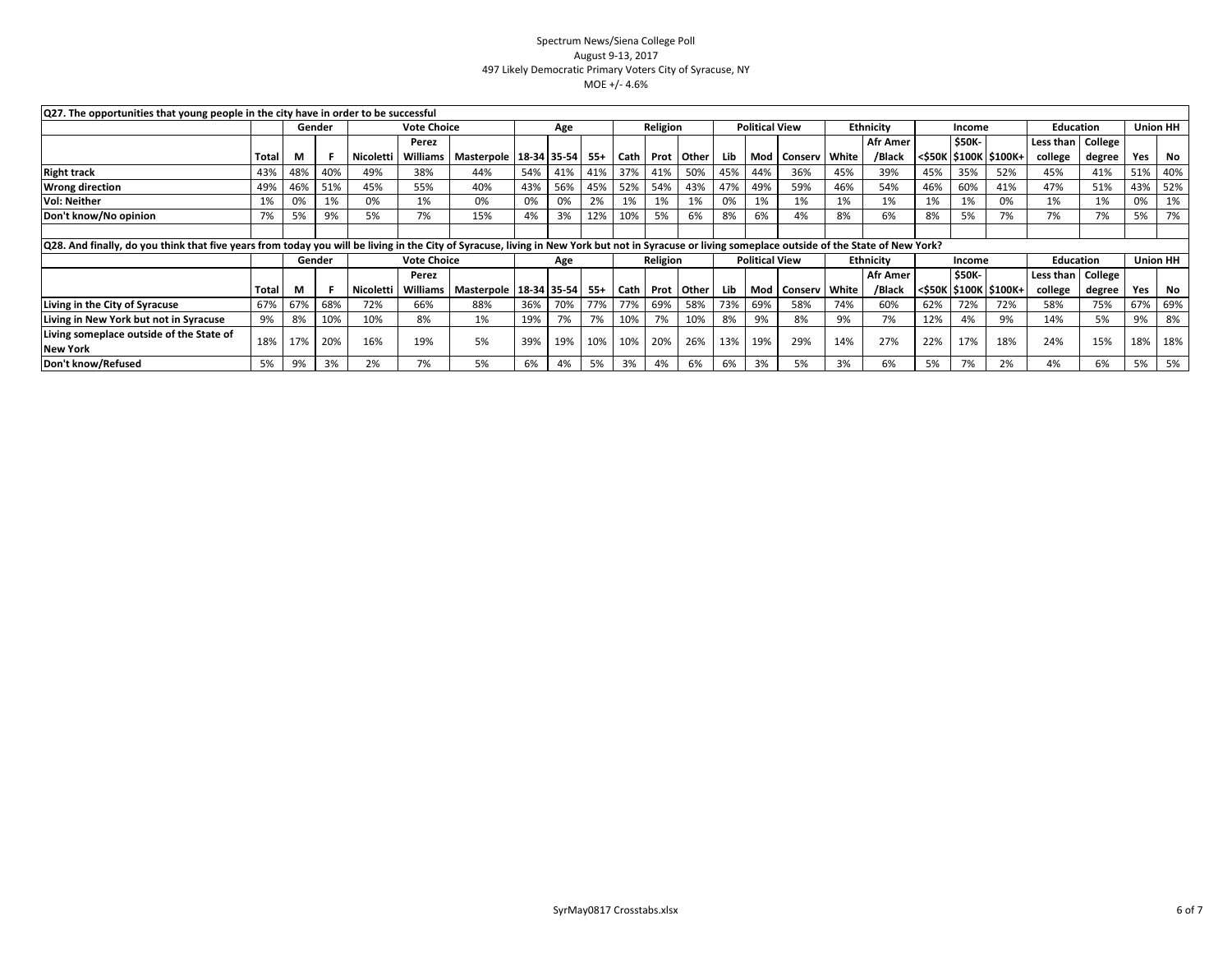Spectrum News/Siena College Poll
August 9-13, 2017
497 Likely Democratic Primary Voters City of Syracuse, NY
MOE +/- 4.6%

**Q27. The opportunities that young people in the city have in order to be successful**

| | | Gender | | Vote Choice | | | Age | | | Religion | | | Political View | | | Ethnicity | | Income | | | Education | | Union HH | |
|---|---|---|---|---|---|---|---|---|---|---|---|---|---|---|---|---|---|---|---|---|---|---|---|---|
| | Total | M | F | Nicoletti | Perez Williams | Masterpole | 18-34 | 35-54 | 55+ | Cath | Prot | Other | Lib | Mod | Conserv | White | Afr Amer /Black | <$50K | $50K-$100K | $100K+ | Less than college | College degree | Yes | No |
| **Right track** | 43% | 48% | 40% | 49% | 38% | 44% | 54% | 41% | 41% | 37% | 41% | 50% | 45% | 44% | 36% | 45% | 39% | 45% | 35% | 52% | 45% | 41% | 51% | 40% |
| **Wrong direction** | 49% | 46% | 51% | 45% | 55% | 40% | 43% | 56% | 45% | 52% | 54% | 43% | 47% | 49% | 59% | 46% | 54% | 46% | 60% | 41% | 47% | 51% | 43% | 52% |
| **Vol: Neither** | 1% | 0% | 1% | 0% | 1% | 0% | 0% | 0% | 2% | 1% | 1% | 1% | 0% | 1% | 1% | 1% | 1% | 1% | 1% | 0% | 1% | 1% | 0% | 1% |
| **Don't know/No opinion** | 7% | 5% | 9% | 5% | 7% | 15% | 4% | 3% | 12% | 10% | 5% | 6% | 8% | 6% | 4% | 8% | 6% | 8% | 5% | 7% | 7% | 7% | 5% | 7% |

**Q28. And finally, do you think that five years from today you will be living in the City of Syracuse, living in New York but not in Syracuse or living someplace outside of the State of New York?**

| | | Gender | | Vote Choice | | | Age | | | Religion | | | Political View | | | Ethnicity | | Income | | | Education | | Union HH | |
|---|---|---|---|---|---|---|---|---|---|---|---|---|---|---|---|---|---|---|---|---|---|---|---|---|
| | Total | M | F | Nicoletti | Perez Williams | Masterpole | 18-34 | 35-54 | 55+ | Cath | Prot | Other | Lib | Mod | Conserv | White | Afr Amer /Black | <$50K | $50K-$100K | $100K+ | Less than college | College degree | Yes | No |
| **Living in the City of Syracuse** | 67% | 67% | 68% | 72% | 66% | 88% | 36% | 70% | 77% | 77% | 69% | 58% | 73% | 69% | 58% | 74% | 60% | 62% | 72% | 72% | 58% | 75% | 67% | 69% |
| **Living in New York but not in Syracuse** | 9% | 8% | 10% | 10% | 8% | 1% | 19% | 7% | 7% | 10% | 7% | 10% | 8% | 9% | 8% | 9% | 7% | 12% | 4% | 9% | 14% | 5% | 9% | 8% |
| **Living someplace outside of the State of New York** | 18% | 17% | 20% | 16% | 19% | 5% | 39% | 19% | 10% | 10% | 20% | 26% | 13% | 19% | 29% | 14% | 27% | 22% | 17% | 18% | 24% | 15% | 18% | 18% |
| **Don't know/Refused** | 5% | 9% | 3% | 2% | 7% | 5% | 6% | 4% | 5% | 3% | 4% | 6% | 6% | 3% | 5% | 3% | 6% | 5% | 7% | 2% | 4% | 6% | 5% | 5% |

SyrMay0817 Crosstabs.xlsx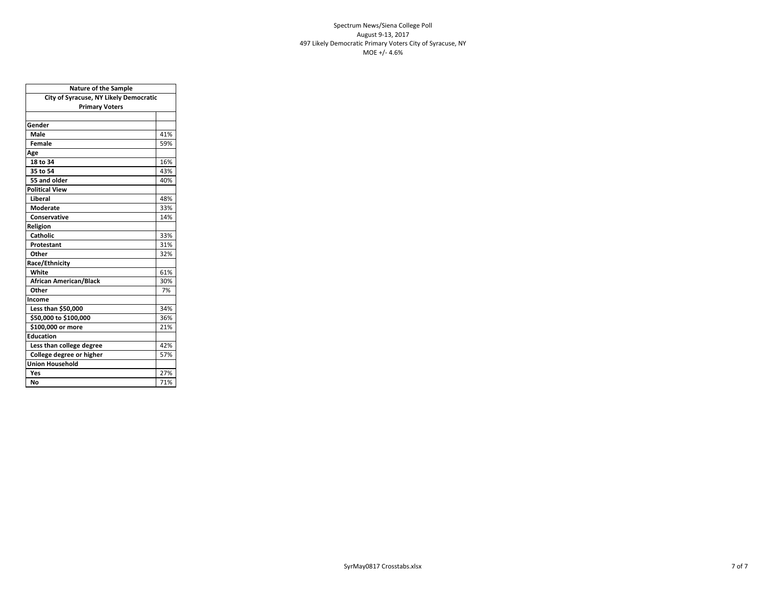Spectrum News/Siena College Poll
August 9-13, 2017
497 Likely Democratic Primary Voters City of Syracuse, NY
MOE +/- 4.6%

| Nature of the Sample | |
|---|---|
| **City of Syracuse, NY Likely Democratic Primary Voters** | |
| | |
| **Gender** | |
| Male | 41% |
| Female | 59% |
| **Age** | |
| 18 to 34 | 16% |
| 35 to 54 | 43% |
| 55 and older | 40% |
| **Political View** | |
| Liberal | 48% |
| Moderate | 33% |
| Conservative | 14% |
| **Religion** | |
| Catholic | 33% |
| Protestant | 31% |
| Other | 32% |
| **Race/Ethnicity** | |
| White | 61% |
| African American/Black | 30% |
| Other | 7% |
| **Income** | |
| Less than $50,000 | 34% |
| $50,000 to $100,000 | 36% |
| $100,000 or more | 21% |
| **Education** | |
| Less than college degree | 42% |
| College degree or higher | 57% |
| **Union Household** | |
| Yes | 27% |
| No | 71% |

SyrMay0817 Crosstabs.xlsx